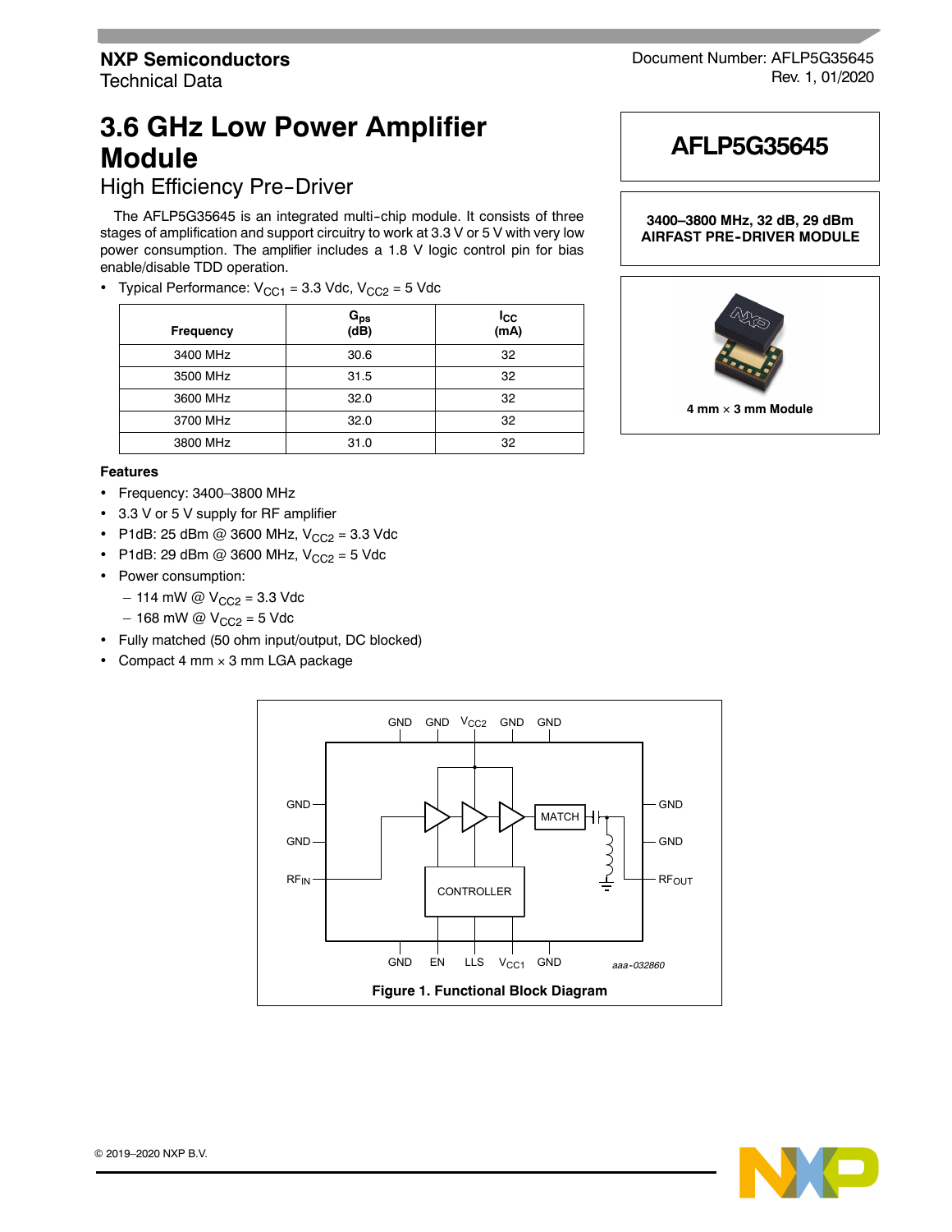NXP Semiconductors
Technical Data

Document Number: AFLP5G35645
Rev. 1, 01/2020

# 3.6 GHz Low Power Amplifier Module

## High Efficiency Pre-Driver

**AFLP5G35645**

**3400–3800 MHz, 32 dB, 29 dBm AIRFAST PRE-DRIVER MODULE**

**4 mm × 3 mm Module**

The AFLP5G35645 is an integrated multi-chip module. It consists of three stages of amplification and support circuitry to work at 3.3 V or 5 V with very low power consumption. The amplifier includes a 1.8 V logic control pin for bias enable/disable TDD operation.

- Typical Performance: $V_{CC1}$ = 3.3 Vdc, $V_{CC2}$ = 5 Vdc

| Frequency | $G_{ps}$ (dB) | $I_{CC}$ (mA) |
|---|---|---|
| 3400 MHz | 30.6 | 32 |
| 3500 MHz | 31.5 | 32 |
| 3600 MHz | 32.0 | 32 |
| 3700 MHz | 32.0 | 32 |
| 3800 MHz | 31.0 | 32 |

### Features

- Frequency: 3400–3800 MHz
- 3.3 V or 5 V supply for RF amplifier
- P1dB: 25 dBm @ 3600 MHz, $V_{CC2}$ = 3.3 Vdc
- P1dB: 29 dBm @ 3600 MHz, $V_{CC2}$ = 5 Vdc
- Power consumption:
  - 114 mW @ $V_{CC2}$ = 3.3 Vdc
  - 168 mW @ $V_{CC2}$ = 5 Vdc
- Fully matched (50 ohm input/output, DC blocked)
- Compact 4 mm × 3 mm LGA package

GND GND $V_{CC2}$ GND GND
GND GND $RF_{IN}$ MATCH CONTROLLER GND GND $RF_{OUT}$
GND EN LLS $V_{CC1}$ GND
aaa-032860

**Figure 1. Functional Block Diagram**

© 2019–2020 NXP B.V.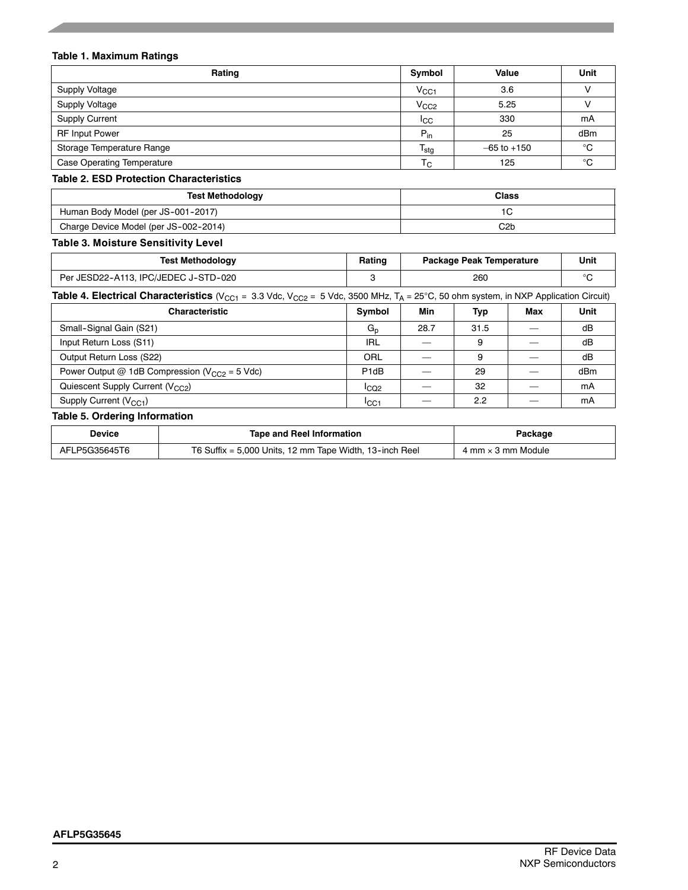**Table 1. Maximum Ratings**

| Rating | Symbol | Value | Unit |
|---|---|---|---|
| Supply Voltage | $V_{CC1}$ | 3.6 | V |
| Supply Voltage | $V_{CC2}$ | 5.25 | V |
| Supply Current | $I_{CC}$ | 330 | mA |
| RF Input Power | $P_{in}$ | 25 | dBm |
| Storage Temperature Range | $T_{stg}$ | –65 to +150 | °C |
| Case Operating Temperature | $T_C$ | 125 | °C |

**Table 2. ESD Protection Characteristics**

| Test Methodology | Class |
|---|---|
| Human Body Model (per JS-001-2017) | 1C |
| Charge Device Model (per JS-002-2014) | C2b |

**Table 3. Moisture Sensitivity Level**

| Test Methodology | Rating | Package Peak Temperature | Unit |
|---|---|---|---|
| Per JESD22-A113, IPC/JEDEC J-STD-020 | 3 | 260 | °C |

**Table 4. Electrical Characteristics** ($V_{CC1}$ = 3.3 Vdc, $V_{CC2}$ = 5 Vdc, 3500 MHz, $T_A$ = 25°C, 50 ohm system, in NXP Application Circuit)

| Characteristic | Symbol | Min | Typ | Max | Unit |
|---|---|---|---|---|---|
| Small-Signal Gain (S21) | $G_p$ | 28.7 | 31.5 | — | dB |
| Input Return Loss (S11) | IRL | — | 9 | — | dB |
| Output Return Loss (S22) | ORL | — | 9 | — | dB |
| Power Output @ 1dB Compression ($V_{CC2}$ = 5 Vdc) | P1dB | — | 29 | — | dBm |
| Quiescent Supply Current ($V_{CC2}$) | $I_{CQ2}$ | — | 32 | — | mA |
| Supply Current ($V_{CC1}$) | $I_{CC1}$ | — | 2.2 | — | mA |

**Table 5. Ordering Information**

| Device | Tape and Reel Information | Package |
|---|---|---|
| AFLP5G35645T6 | T6 Suffix = 5,000 Units, 12 mm Tape Width, 13-inch Reel | 4 mm × 3 mm Module |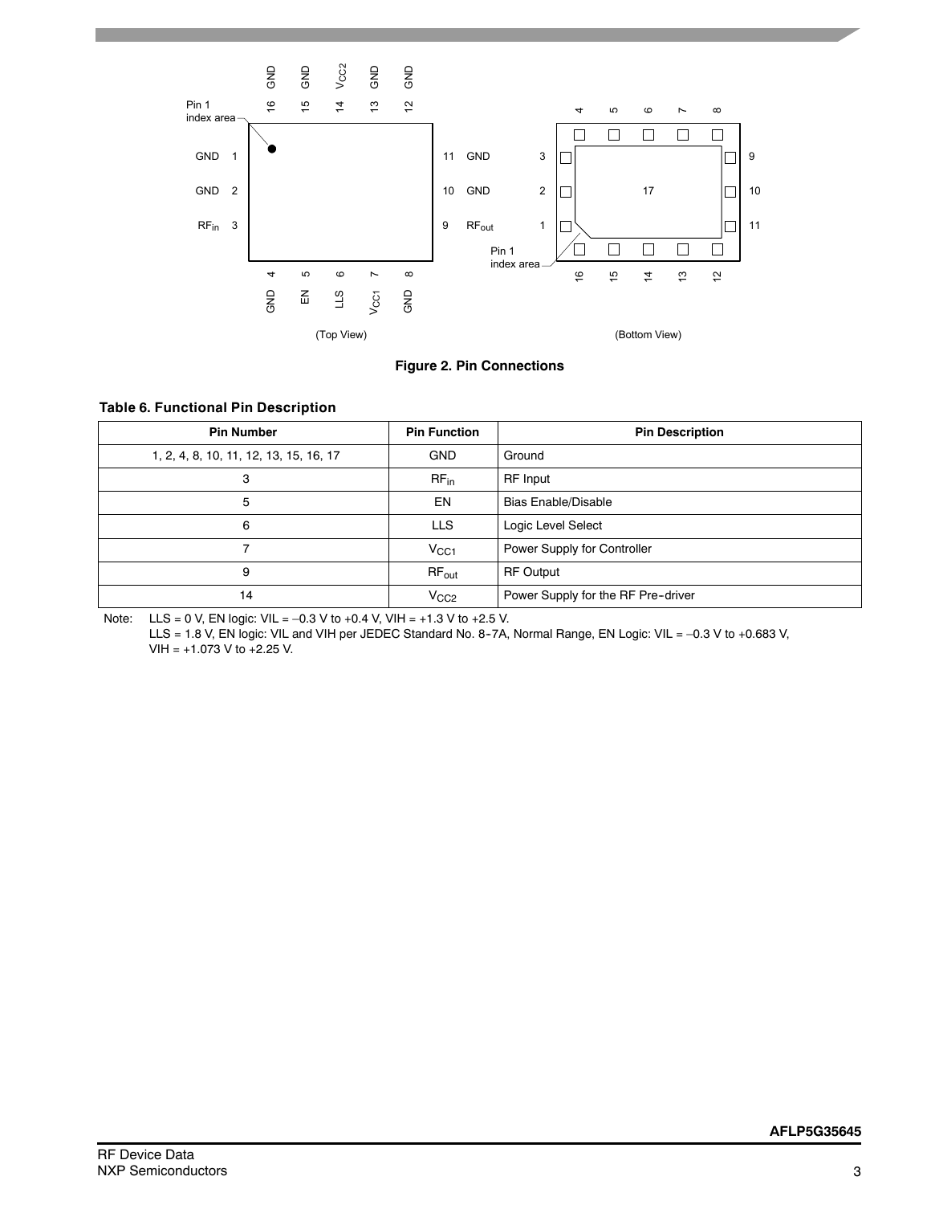Pin 1 index area

| | | | | |
|---|---|---|---|---|
| 16 GND | 15 GND | 14 $V_{CC2}$ | 13 GND | 12 GND |

GND 1 — 11 GND

GND 2 — 10 GND

$RF_{in}$ 3 — 9 $RF_{out}$

| | | | | |
|---|---|---|---|---|
| 4 GND | 5 EN | 6 LLS | 7 $V_{CC1}$ | 8 GND |

(Top View)

(Bottom View)

**Figure 2. Pin Connections**

**Table 6. Functional Pin Description**

| Pin Number | Pin Function | Pin Description |
|---|---|---|
| 1, 2, 4, 8, 10, 11, 12, 13, 15, 16, 17 | GND | Ground |
| 3 | $RF_{in}$ | RF Input |
| 5 | EN | Bias Enable/Disable |
| 6 | LLS | Logic Level Select |
| 7 | $V_{CC1}$ | Power Supply for Controller |
| 9 | $RF_{out}$ | RF Output |
| 14 | $V_{CC2}$ | Power Supply for the RF Pre-driver |

Note: LLS = 0 V, EN logic: VIL = –0.3 V to +0.4 V, VIH = +1.3 V to +2.5 V.
LLS = 1.8 V, EN logic: VIL and VIH per JEDEC Standard No. 8-7A, Normal Range, EN Logic: VIL = –0.3 V to +0.683 V, VIH = +1.073 V to +2.25 V.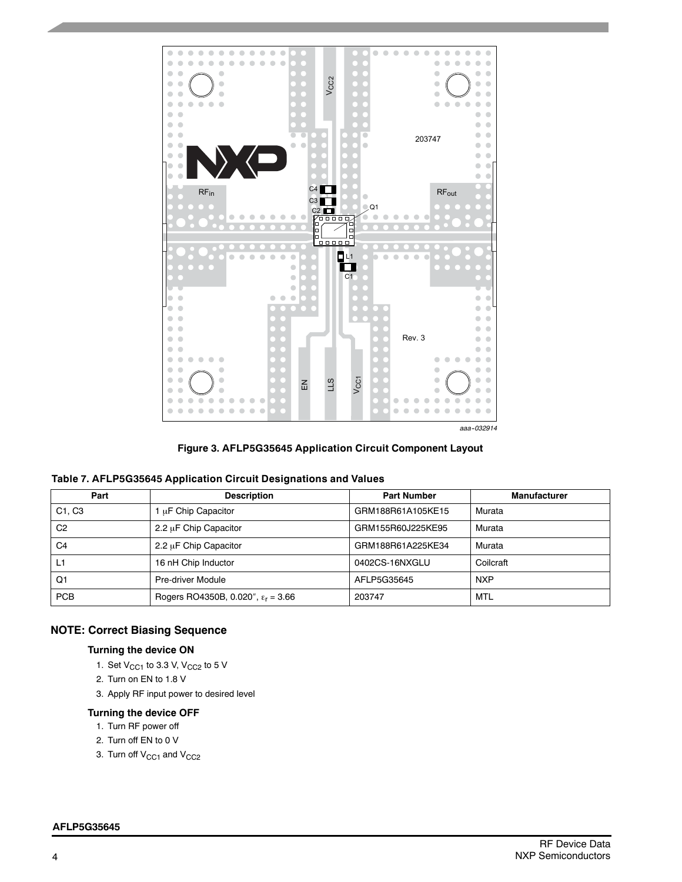Figure 3. AFLP5G35645 Application Circuit Component Layout

**Table 7. AFLP5G35645 Application Circuit Designations and Values**

| Part | Description | Part Number | Manufacturer |
|---|---|---|---|
| C1, C3 | 1 μF Chip Capacitor | GRM188R61A105KE15 | Murata |
| C2 | 2.2 μF Chip Capacitor | GRM155R60J225KE95 | Murata |
| C4 | 2.2 μF Chip Capacitor | GRM188R61A225KE34 | Murata |
| L1 | 16 nH Chip Inductor | 0402CS-16NXGLU | Coilcraft |
| Q1 | Pre-driver Module | AFLP5G35645 | NXP |
| PCB | Rogers RO4350B, 0.020″, $\varepsilon_r$ = 3.66 | 203747 | MTL |

## NOTE: Correct Biasing Sequence

### Turning the device ON

1. Set $V_{CC1}$ to 3.3 V, $V_{CC2}$ to 5 V
2. Turn on EN to 1.8 V
3. Apply RF input power to desired level

### Turning the device OFF

1. Turn RF power off
2. Turn off EN to 0 V
3. Turn off $V_{CC1}$ and $V_{CC2}$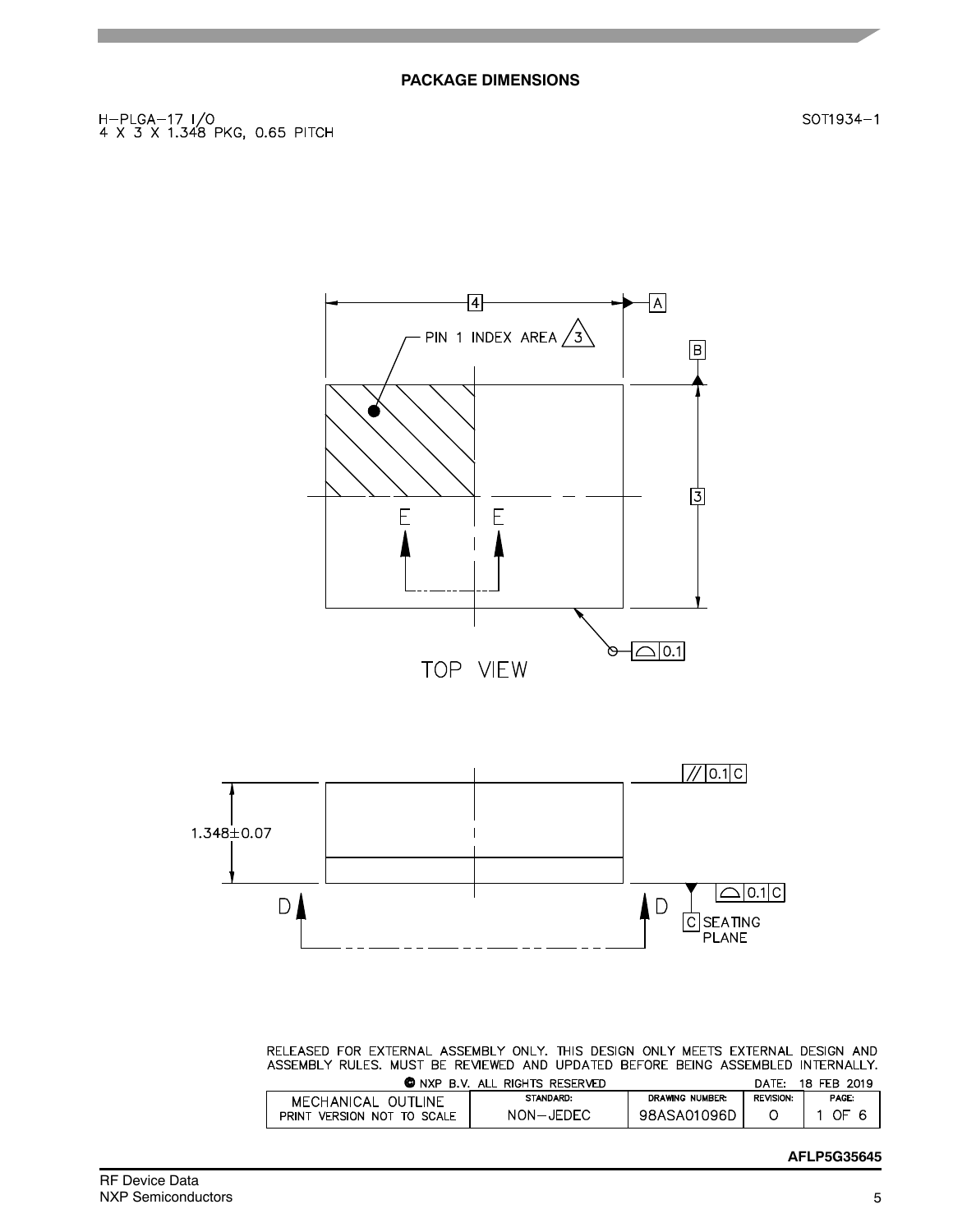## PACKAGE DIMENSIONS

H–PLGA–17 I/O
4 X 3 X 1.348 PKG, 0.65 PITCH

SOT1934–1

4

A

PIN 1 INDEX AREA 3

B

3

E E

0.1

TOP VIEW

// 0.1 C

1.348±0.07

0.1 C

D D

C SEATING PLANE

RELEASED FOR EXTERNAL ASSEMBLY ONLY. THIS DESIGN ONLY MEETS EXTERNAL DESIGN AND ASSEMBLY RULES. MUST BE REVIEWED AND UPDATED BEFORE BEING ASSEMBLED INTERNALLY.

© NXP B.V. ALL RIGHTS RESERVED — DATE: 18 FEB 2019

| MECHANICAL OUTLINE PRINT VERSION NOT TO SCALE | STANDARD: NON–JEDEC | DRAWING NUMBER: 98ASA01096D | REVISION: O | PAGE: 1 OF 6 |
|---|---|---|---|---|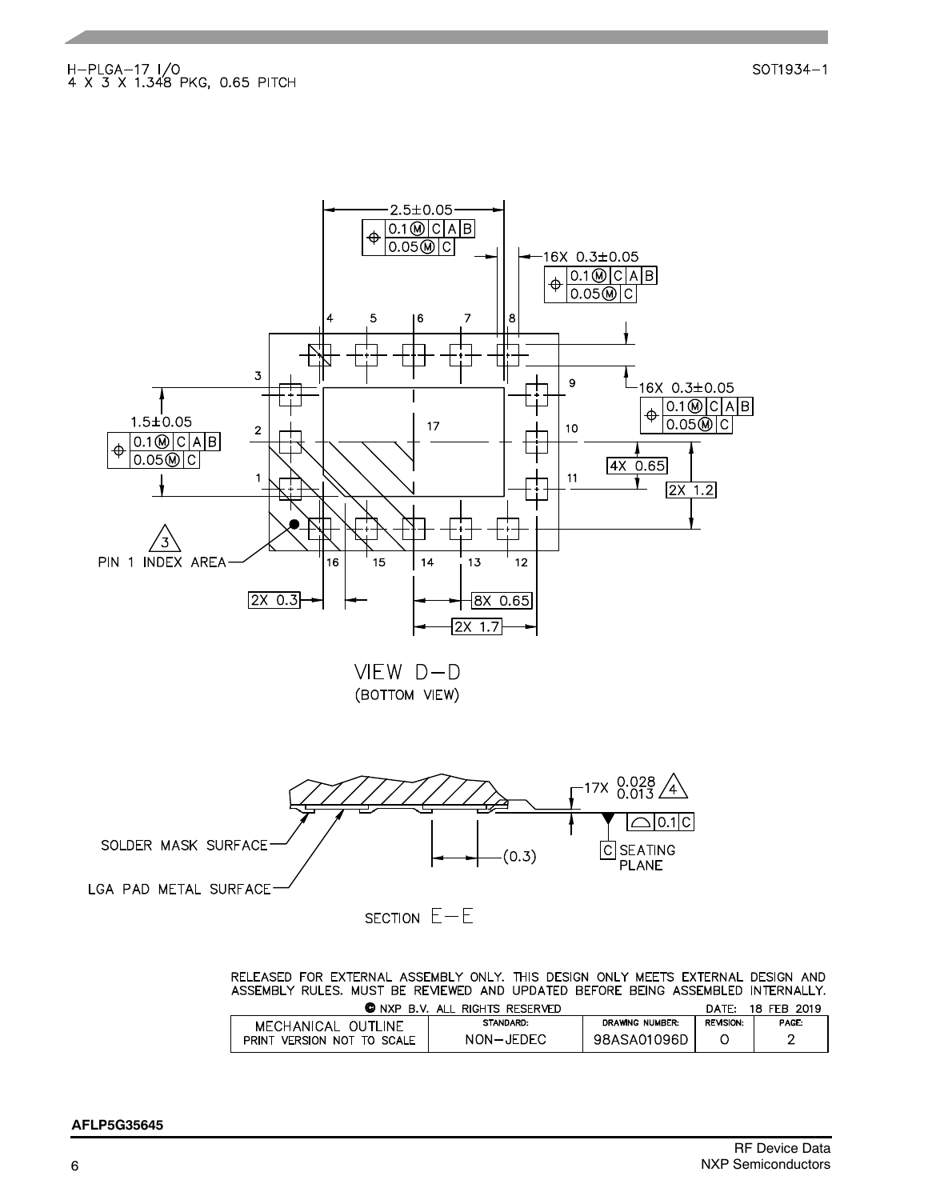H–PLGA–17 I/O
4 X 3 X 1.348 PKG, 0.65 PITCH

SOT1934–1

VIEW D–D
(BOTTOM VIEW)

SECTION E–E

RELEASED FOR EXTERNAL ASSEMBLY ONLY. THIS DESIGN ONLY MEETS EXTERNAL DESIGN AND ASSEMBLY RULES. MUST BE REVIEWED AND UPDATED BEFORE BEING ASSEMBLED INTERNALLY.

© NXP B.V. ALL RIGHTS RESERVED — DATE: 18 FEB 2019

| MECHANICAL OUTLINE | STANDARD: | DRAWING NUMBER: | REVISION: | PAGE: |
|---|---|---|---|---|
| PRINT VERSION NOT TO SCALE | NON–JEDEC | 98ASA01096D | O | 2 |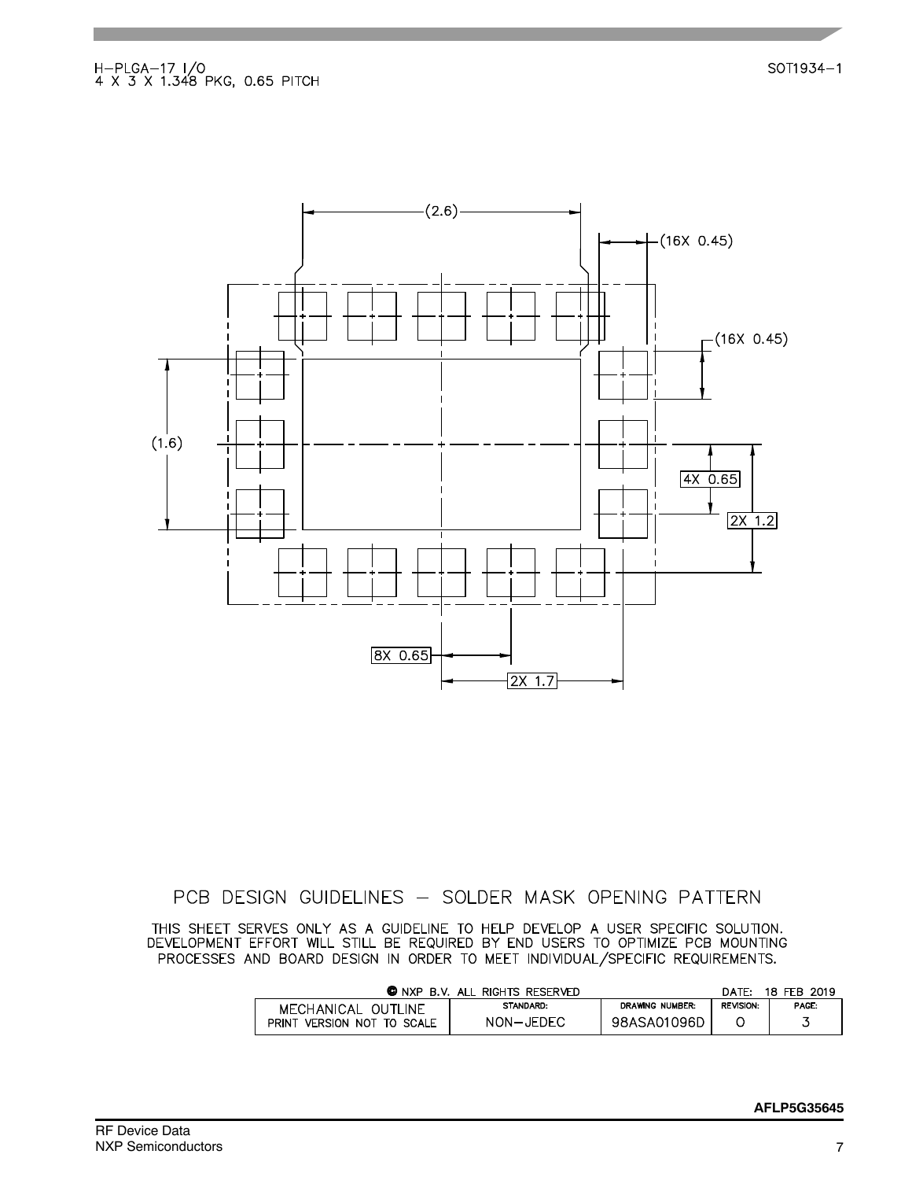H–PLGA–17 I/O
4 X 3 X 1.348 PKG, 0.65 PITCH

SOT1934–1

(2.6)

(16X 0.45)

(16X 0.45)

(1.6)

4X 0.65

2X 1.2

8X 0.65

2X 1.7

PCB DESIGN GUIDELINES – SOLDER MASK OPENING PATTERN

THIS SHEET SERVES ONLY AS A GUIDELINE TO HELP DEVELOP A USER SPECIFIC SOLUTION. DEVELOPMENT EFFORT WILL STILL BE REQUIRED BY END USERS TO OPTIMIZE PCB MOUNTING PROCESSES AND BOARD DESIGN IN ORDER TO MEET INDIVIDUAL/SPECIFIC REQUIREMENTS.

© NXP B.V. ALL RIGHTS RESERVED — DATE: 18 FEB 2019

| MECHANICAL OUTLINE PRINT VERSION NOT TO SCALE | STANDARD: NON–JEDEC | DRAWING NUMBER: 98ASA01096D | REVISION: O | PAGE: 3 |
|---|---|---|---|---|

AFLP5G35645

RF Device Data
NXP Semiconductors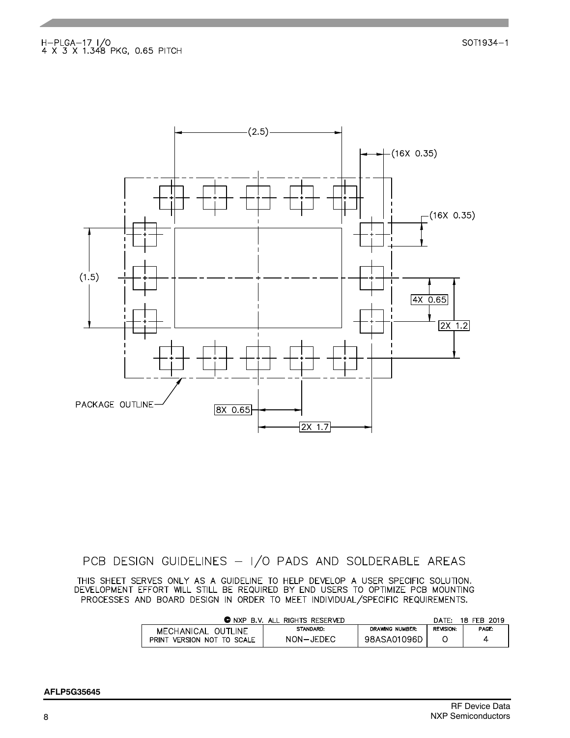H–PLGA–17 I/O
4 X 3 X 1.348 PKG, 0.65 PITCH

SOT1934–1

(2.5)

(16X 0.35)

(16X 0.35)

(1.5)

4X 0.65

2X 1.2

PACKAGE OUTLINE

8X 0.65

2X 1.7

## PCB DESIGN GUIDELINES – I/O PADS AND SOLDERABLE AREAS

THIS SHEET SERVES ONLY AS A GUIDELINE TO HELP DEVELOP A USER SPECIFIC SOLUTION. DEVELOPMENT EFFORT WILL STILL BE REQUIRED BY END USERS TO OPTIMIZE PCB MOUNTING PROCESSES AND BOARD DESIGN IN ORDER TO MEET INDIVIDUAL/SPECIFIC REQUIREMENTS.

| © NXP B.V. ALL RIGHTS RESERVED | | | DATE: 18 FEB 2019 | |
|---|---|---|---|---|
| MECHANICAL OUTLINE PRINT VERSION NOT TO SCALE | STANDARD: NON–JEDEC | DRAWING NUMBER: 98ASA01096D | REVISION: O | PAGE: 4 |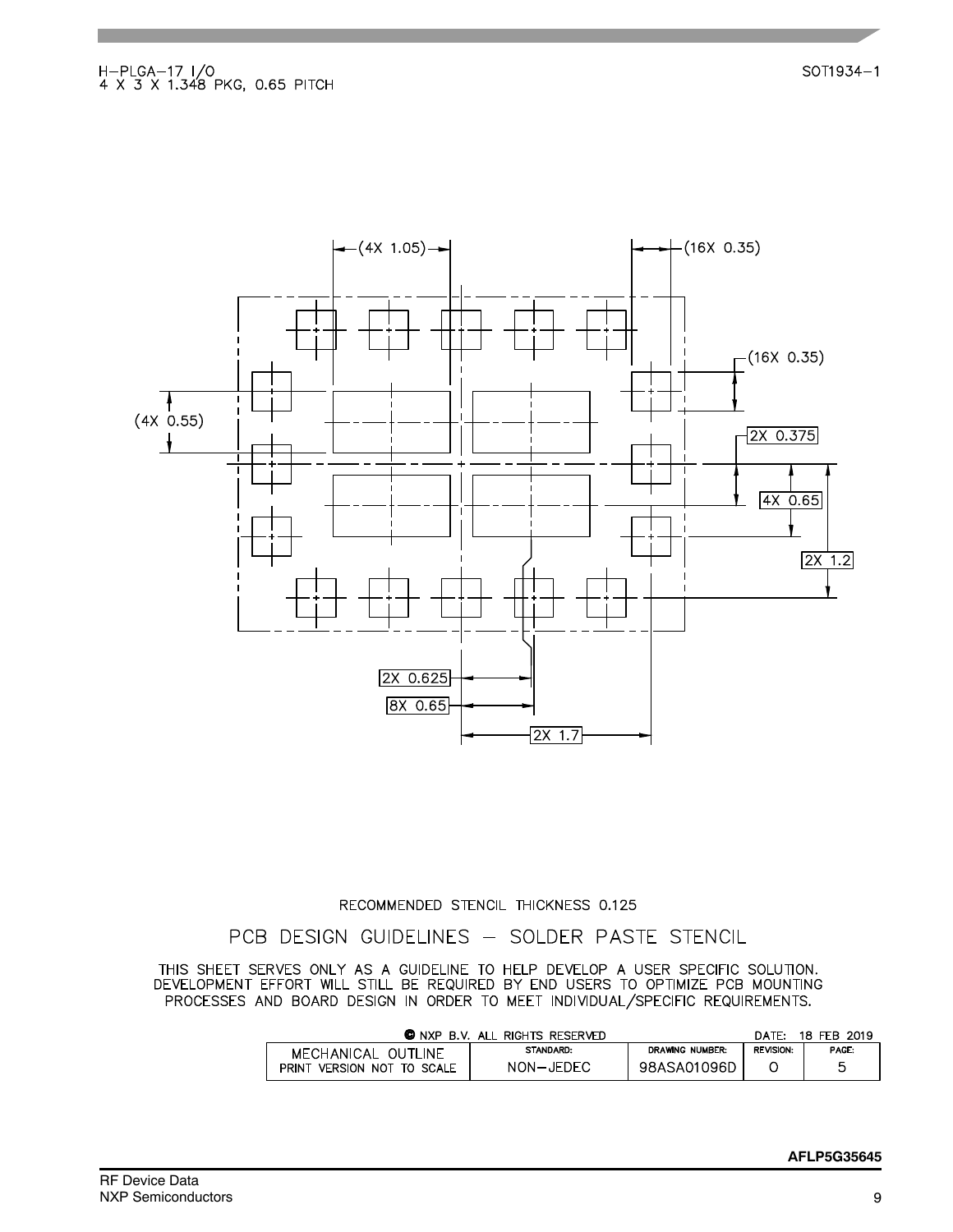H–PLGA–17 I/O
4 X 3 X 1.348 PKG, 0.65 PITCH

SOT1934–1

(4X 1.05)

(16X 0.35)

(16X 0.35)

(4X 0.55)

2X 0.375

4X 0.65

2X 1.2

2X 0.625

8X 0.65

2X 1.7

RECOMMENDED STENCIL THICKNESS 0.125

PCB DESIGN GUIDELINES – SOLDER PASTE STENCIL

THIS SHEET SERVES ONLY AS A GUIDELINE TO HELP DEVELOP A USER SPECIFIC SOLUTION. DEVELOPMENT EFFORT WILL STILL BE REQUIRED BY END USERS TO OPTIMIZE PCB MOUNTING PROCESSES AND BOARD DESIGN IN ORDER TO MEET INDIVIDUAL/SPECIFIC REQUIREMENTS.

© NXP B.V. ALL RIGHTS RESERVED — DATE: 18 FEB 2019

| MECHANICAL OUTLINE PRINT VERSION NOT TO SCALE | STANDARD: | DRAWING NUMBER: | REVISION: | PAGE: |
|---|---|---|---|---|
| | NON–JEDEC | 98ASA01096D | O | 5 |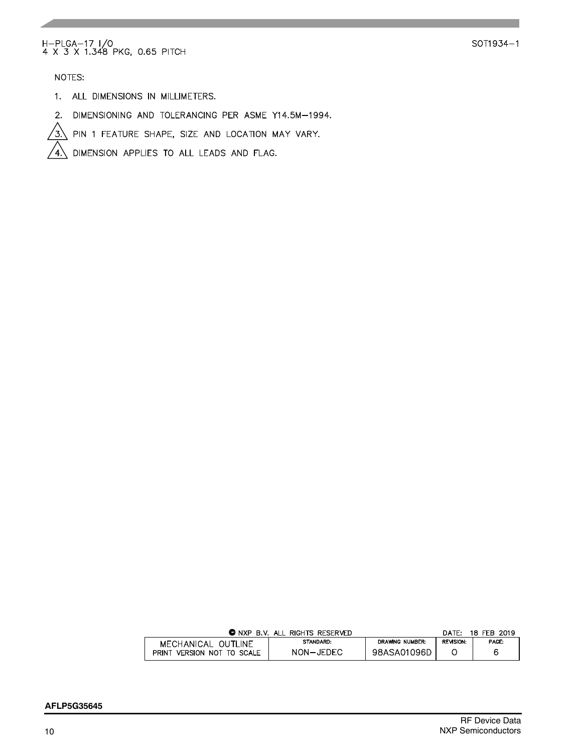H–PLGA–17 I/O
4 X 3 X 1.348 PKG, 0.65 PITCH

SOT1934–1

NOTES:

1. ALL DIMENSIONS IN MILLIMETERS.
2. DIMENSIONING AND TOLERANCING PER ASME Y14.5M–1994.
3. PIN 1 FEATURE SHAPE, SIZE AND LOCATION MAY VARY.
4. DIMENSION APPLIES TO ALL LEADS AND FLAG.

© NXP B.V. ALL RIGHTS RESERVED — DATE: 18 FEB 2019

| MECHANICAL OUTLINE PRINT VERSION NOT TO SCALE | STANDARD: NON–JEDEC | DRAWING NUMBER: 98ASA01096D | REVISION: O | PAGE: 6 |
|---|---|---|---|---|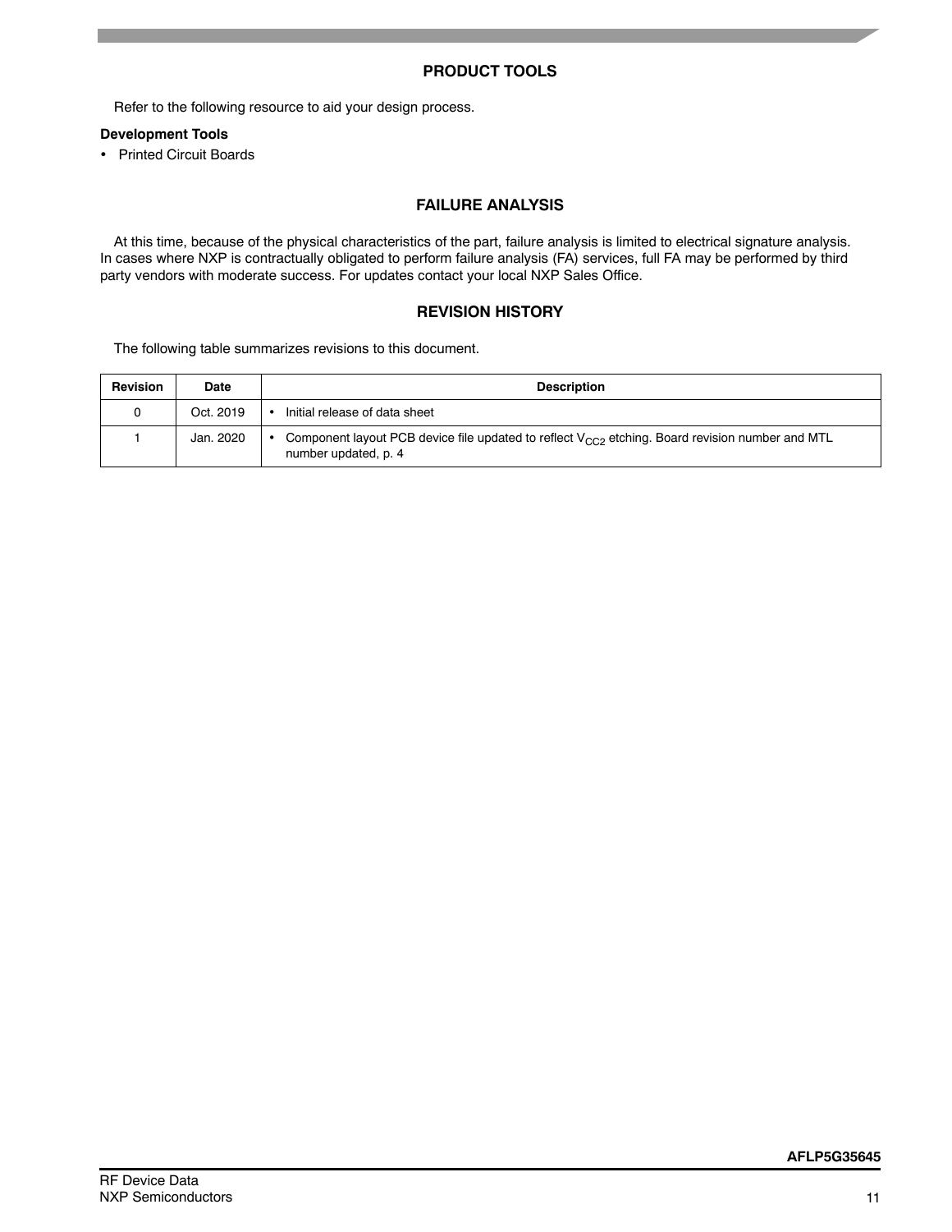## PRODUCT TOOLS

Refer to the following resource to aid your design process.

**Development Tools**

- Printed Circuit Boards

## FAILURE ANALYSIS

At this time, because of the physical characteristics of the part, failure analysis is limited to electrical signature analysis. In cases where NXP is contractually obligated to perform failure analysis (FA) services, full FA may be performed by third party vendors with moderate success. For updates contact your local NXP Sales Office.

## REVISION HISTORY

The following table summarizes revisions to this document.

| Revision | Date | Description |
|---|---|---|
| 0 | Oct. 2019 | • Initial release of data sheet |
| 1 | Jan. 2020 | • Component layout PCB device file updated to reflect $V_{CC2}$ etching. Board revision number and MTL number updated, p. 4 |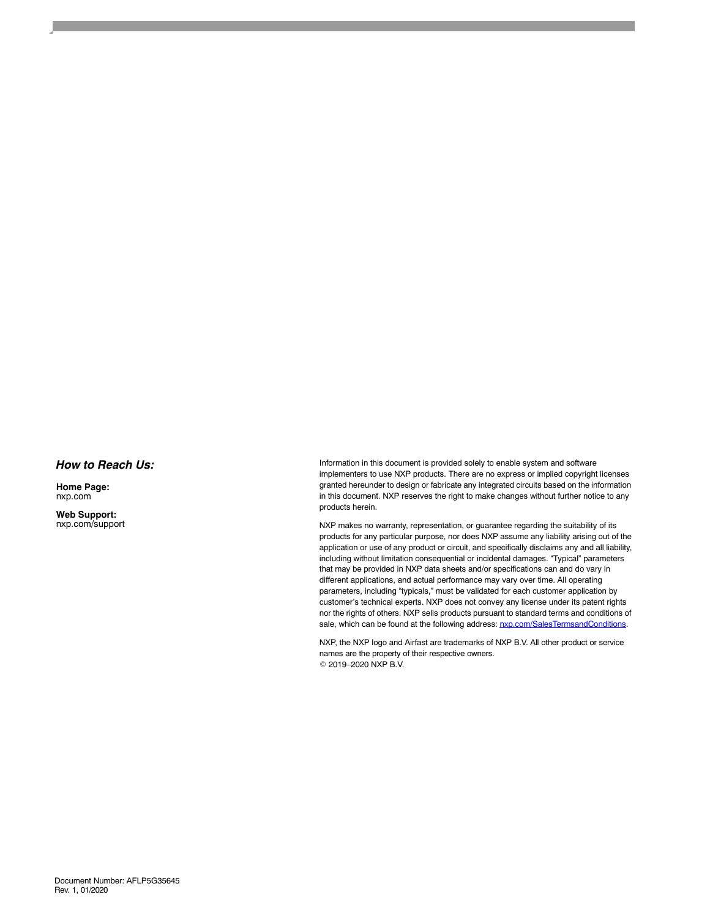***How to Reach Us:***

**Home Page:**
nxp.com

**Web Support:**
nxp.com/support

Information in this document is provided solely to enable system and software implementers to use NXP products. There are no express or implied copyright licenses granted hereunder to design or fabricate any integrated circuits based on the information in this document. NXP reserves the right to make changes without further notice to any products herein.

NXP makes no warranty, representation, or guarantee regarding the suitability of its products for any particular purpose, nor does NXP assume any liability arising out of the application or use of any product or circuit, and specifically disclaims any and all liability, including without limitation consequential or incidental damages. “Typical” parameters that may be provided in NXP data sheets and/or specifications can and do vary in different applications, and actual performance may vary over time. All operating parameters, including “typicals,” must be validated for each customer application by customer’s technical experts. NXP does not convey any license under its patent rights nor the rights of others. NXP sells products pursuant to standard terms and conditions of sale, which can be found at the following address: nxp.com/SalesTermsandConditions.

NXP, the NXP logo and Airfast are trademarks of NXP B.V. All other product or service names are the property of their respective owners.
© 2019–2020 NXP B.V.

Document Number: AFLP5G35645
Rev. 1, 01/2020